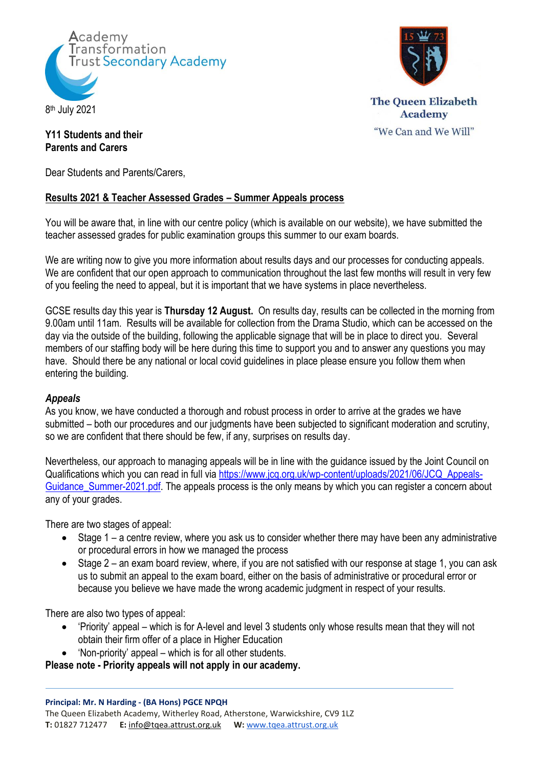Academy Transformation Trust Secondary Academy

The Queen Elizabeth Academy
"We Can and We Will"

8th July 2021

**Y11 Students and their Parents and Carers**

Dear Students and Parents/Carers,

**Results 2021 & Teacher Assessed Grades – Summer Appeals process**

You will be aware that, in line with our centre policy (which is available on our website), we have submitted the teacher assessed grades for public examination groups this summer to our exam boards.

We are writing now to give you more information about results days and our processes for conducting appeals. We are confident that our open approach to communication throughout the last few months will result in very few of you feeling the need to appeal, but it is important that we have systems in place nevertheless.

GCSE results day this year is **Thursday 12 August.** On results day, results can be collected in the morning from 9.00am until 11am. Results will be available for collection from the Drama Studio, which can be accessed on the day via the outside of the building, following the applicable signage that will be in place to direct you. Several members of our staffing body will be here during this time to support you and to answer any questions you may have. Should there be any national or local covid guidelines in place please ensure you follow them when entering the building.

***Appeals***

As you know, we have conducted a thorough and robust process in order to arrive at the grades we have submitted – both our procedures and our judgments have been subjected to significant moderation and scrutiny, so we are confident that there should be few, if any, surprises on results day.

Nevertheless, our approach to managing appeals will be in line with the guidance issued by the Joint Council on Qualifications which you can read in full via https://www.jcq.org.uk/wp-content/uploads/2021/06/JCQ_Appeals-Guidance_Summer-2021.pdf. The appeals process is the only means by which you can register a concern about any of your grades.

There are two stages of appeal:

- Stage 1 – a centre review, where you ask us to consider whether there may have been any administrative or procedural errors in how we managed the process
- Stage 2 – an exam board review, where, if you are not satisfied with our response at stage 1, you can ask us to submit an appeal to the exam board, either on the basis of administrative or procedural error or because you believe we have made the wrong academic judgment in respect of your results.

There are also two types of appeal:

- 'Priority' appeal – which is for A-level and level 3 students only whose results mean that they will not obtain their firm offer of a place in Higher Education
- 'Non-priority' appeal – which is for all other students.

**Please note - Priority appeals will not apply in our academy.**

**Principal: Mr. N Harding - (BA Hons) PGCE NPQH**
The Queen Elizabeth Academy, Witherley Road, Atherstone, Warwickshire, CV9 1LZ
**T:** 01827 712477 **E:** info@tqea.attrust.org.uk **W:** www.tqea.attrust.org.uk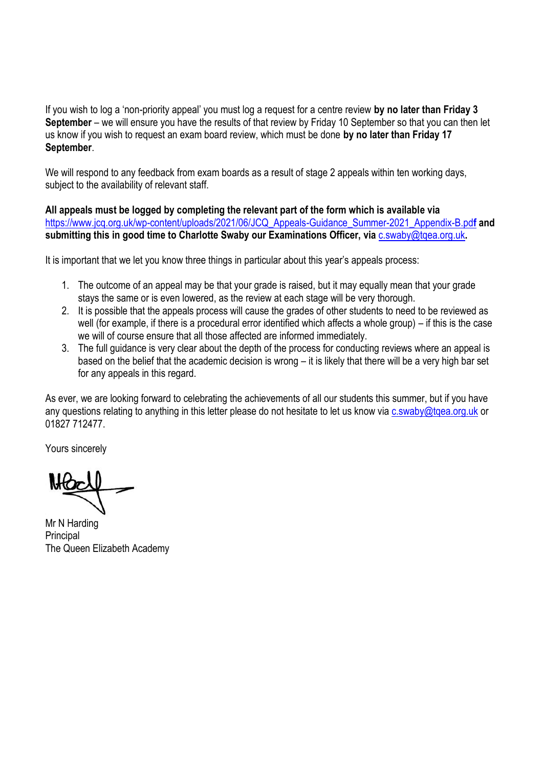If you wish to log a 'non-priority appeal' you must log a request for a centre review **by no later than Friday 3 September** – we will ensure you have the results of that review by Friday 10 September so that you can then let us know if you wish to request an exam board review, which must be done **by no later than Friday 17 September**.

We will respond to any feedback from exam boards as a result of stage 2 appeals within ten working days, subject to the availability of relevant staff.

**All appeals must be logged by completing the relevant part of the form which is available via** https://www.jcq.org.uk/wp-content/uploads/2021/06/JCQ_Appeals-Guidance_Summer-2021_Appendix-B.pdf **and submitting this in good time to Charlotte Swaby our Examinations Officer, via** c.swaby@tqea.org.uk**.**

It is important that we let you know three things in particular about this year's appeals process:

1. The outcome of an appeal may be that your grade is raised, but it may equally mean that your grade stays the same or is even lowered, as the review at each stage will be very thorough.
2. It is possible that the appeals process will cause the grades of other students to need to be reviewed as well (for example, if there is a procedural error identified which affects a whole group) – if this is the case we will of course ensure that all those affected are informed immediately.
3. The full guidance is very clear about the depth of the process for conducting reviews where an appeal is based on the belief that the academic decision is wrong – it is likely that there will be a very high bar set for any appeals in this regard.

As ever, we are looking forward to celebrating the achievements of all our students this summer, but if you have any questions relating to anything in this letter please do not hesitate to let us know via c.swaby@tqea.org.uk or 01827 712477.

Yours sincerely

Mr N Harding
Principal
The Queen Elizabeth Academy